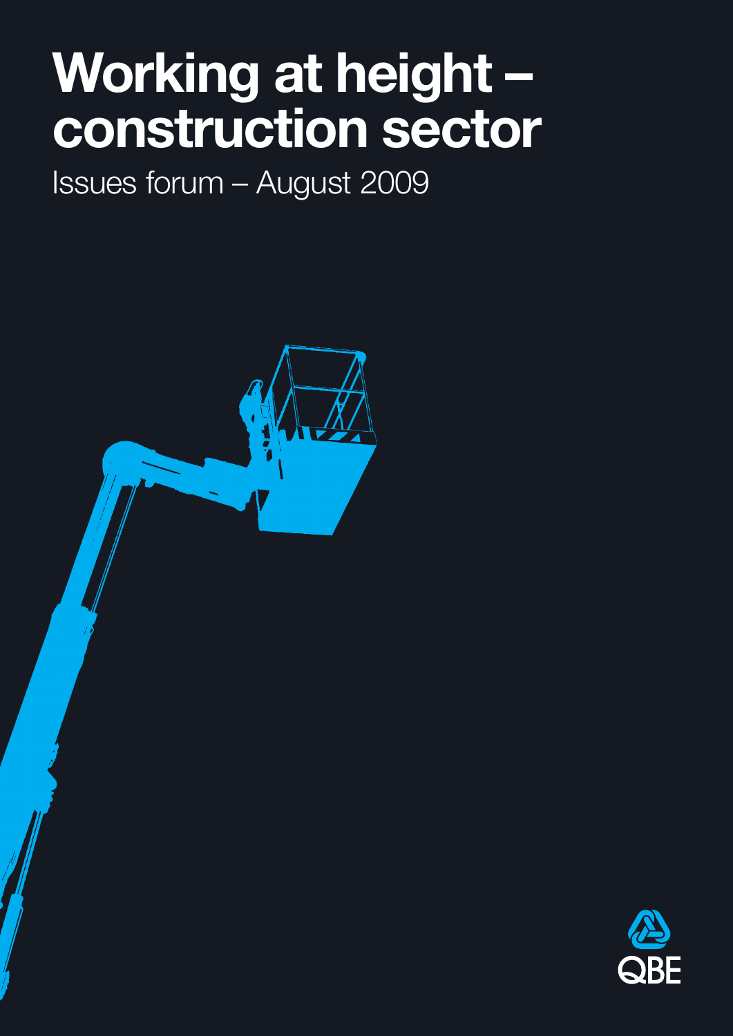# Working at height – construction sector

Issues forum – August 2009

QBE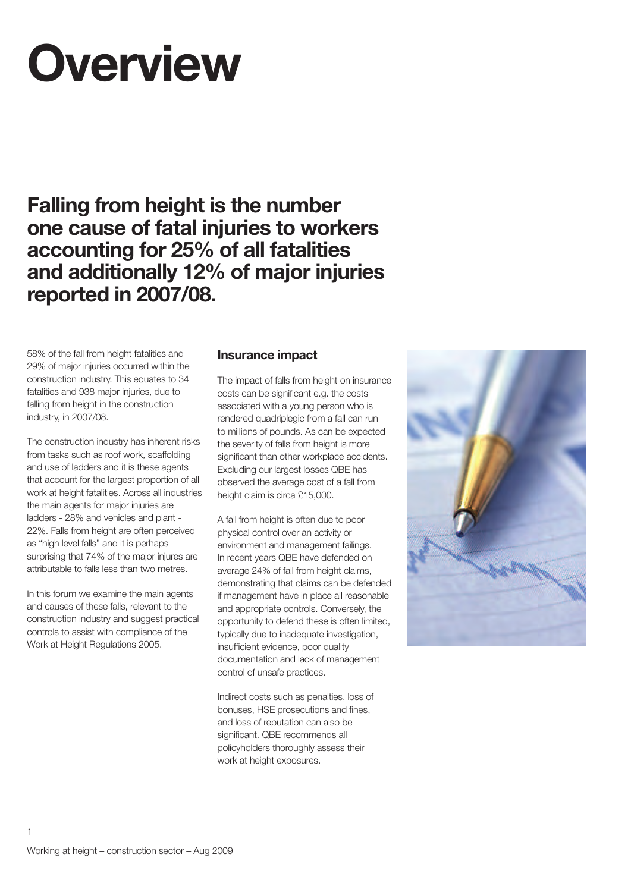# Overview

## Falling from height is the number one cause of fatal injuries to workers accounting for 25% of all fatalities and additionally 12% of major injuries reported in 2007/08.

58% of the fall from height fatalities and 29% of major injuries occurred within the construction industry. This equates to 34 fatalities and 938 major injuries, due to falling from height in the construction industry, in 2007/08.

The construction industry has inherent risks from tasks such as roof work, scaffolding and use of ladders and it is these agents that account for the largest proportion of all work at height fatalities. Across all industries the main agents for major injuries are ladders - 28% and vehicles and plant - 22%. Falls from height are often perceived as "high level falls" and it is perhaps surprising that 74% of the major injures are attributable to falls less than two metres.

In this forum we examine the main agents and causes of these falls, relevant to the construction industry and suggest practical controls to assist with compliance of the Work at Height Regulations 2005.

### Insurance impact

The impact of falls from height on insurance costs can be significant e.g. the costs associated with a young person who is rendered quadriplegic from a fall can run to millions of pounds. As can be expected the severity of falls from height is more significant than other workplace accidents. Excluding our largest losses QBE has observed the average cost of a fall from height claim is circa £15,000.

A fall from height is often due to poor physical control over an activity or environment and management failings. In recent years QBE have defended on average 24% of fall from height claims, demonstrating that claims can be defended if management have in place all reasonable and appropriate controls. Conversely, the opportunity to defend these is often limited, typically due to inadequate investigation, insufficient evidence, poor quality documentation and lack of management control of unsafe practices.

Indirect costs such as penalties, loss of bonuses, HSE prosecutions and fines, and loss of reputation can also be significant. QBE recommends all policyholders thoroughly assess their work at height exposures.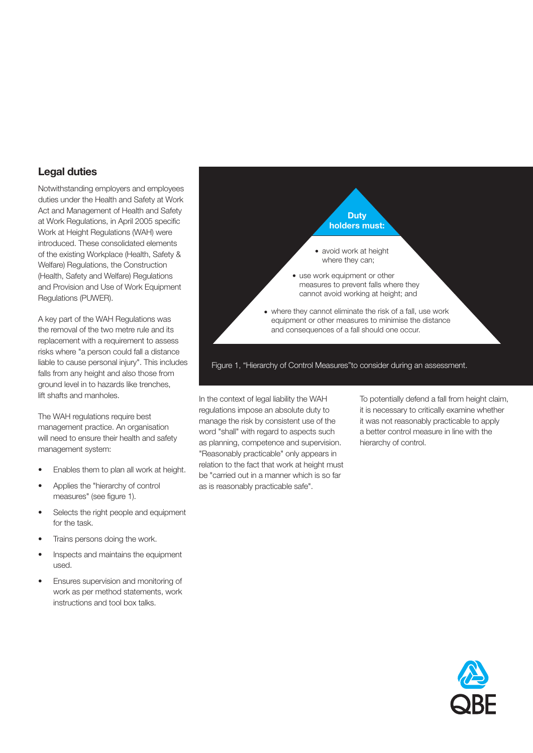## Legal duties

Notwithstanding employers and employees duties under the Health and Safety at Work Act and Management of Health and Safety at Work Regulations, in April 2005 specific Work at Height Regulations (WAH) were introduced. These consolidated elements of the existing Workplace (Health, Safety & Welfare) Regulations, the Construction (Health, Safety and Welfare) Regulations and Provision and Use of Work Equipment Regulations (PUWER).

A key part of the WAH Regulations was the removal of the two metre rule and its replacement with a requirement to assess risks where "a person could fall a distance liable to cause personal injury". This includes falls from any height and also those from ground level in to hazards like trenches, lift shafts and manholes.

The WAH regulations require best management practice. An organisation will need to ensure their health and safety management system:

- Enables them to plan all work at height.
- Applies the "hierarchy of control measures" (see figure 1).
- Selects the right people and equipment for the task.
- Trains persons doing the work.
- Inspects and maintains the equipment used.
- Ensures supervision and monitoring of work as per method statements, work instructions and tool box talks.

**Duty holders must:**

- avoid work at height where they can;
- use work equipment or other measures to prevent falls where they cannot avoid working at height; and
- where they cannot eliminate the risk of a fall, use work equipment or other measures to minimise the distance and consequences of a fall should one occur.

Figure 1, "Hierarchy of Control Measures"to consider during an assessment.

In the context of legal liability the WAH regulations impose an absolute duty to manage the risk by consistent use of the word "shall" with regard to aspects such as planning, competence and supervision. "Reasonably practicable" only appears in relation to the fact that work at height must be "carried out in a manner which is so far as is reasonably practicable safe".

To potentially defend a fall from height claim, it is necessary to critically examine whether it was not reasonably practicable to apply a better control measure in line with the hierarchy of control.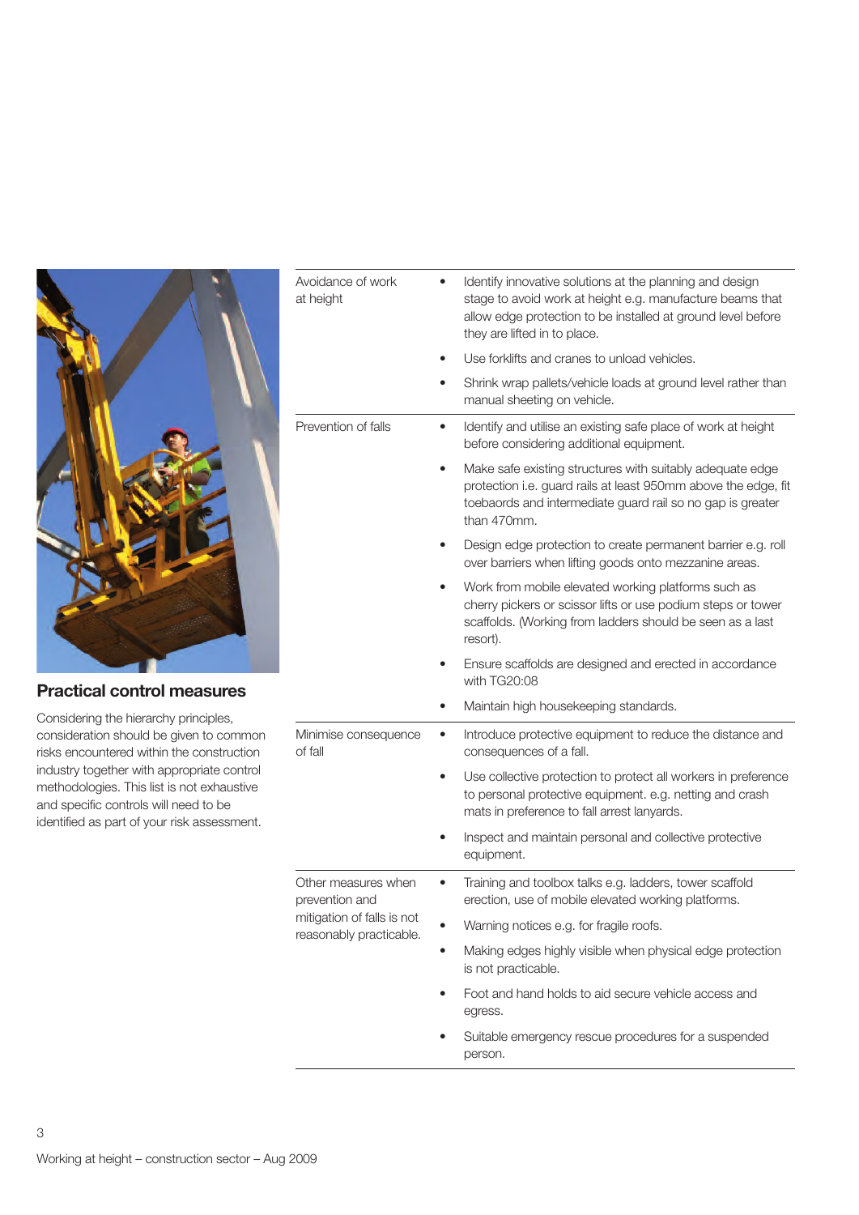## Practical control measures

Considering the hierarchy principles, consideration should be given to common risks encountered within the construction industry together with appropriate control methodologies. This list is not exhaustive and specific controls will need to be identified as part of your risk assessment.

| | |
|---|---|
| Avoidance of work at height | • Identify innovative solutions at the planning and design stage to avoid work at height e.g. manufacture beams that allow edge protection to be installed at ground level before they are lifted in to place.<br>• Use forklifts and cranes to unload vehicles.<br>• Shrink wrap pallets/vehicle loads at ground level rather than manual sheeting on vehicle. |
| Prevention of falls | • Identify and utilise an existing safe place of work at height before considering additional equipment.<br>• Make safe existing structures with suitably adequate edge protection i.e. guard rails at least 950mm above the edge, fit toebaords and intermediate guard rail so no gap is greater than 470mm.<br>• Design edge protection to create permanent barrier e.g. roll over barriers when lifting goods onto mezzanine areas.<br>• Work from mobile elevated working platforms such as cherry pickers or scissor lifts or use podium steps or tower scaffolds. (Working from ladders should be seen as a last resort).<br>• Ensure scaffolds are designed and erected in accordance with TG20:08<br>• Maintain high housekeeping standards. |
| Minimise consequence of fall | • Introduce protective equipment to reduce the distance and consequences of a fall.<br>• Use collective protection to protect all workers in preference to personal protective equipment. e.g. netting and crash mats in preference to fall arrest lanyards.<br>• Inspect and maintain personal and collective protective equipment. |
| Other measures when prevention and mitigation of falls is not reasonably practicable. | • Training and toolbox talks e.g. ladders, tower scaffold erection, use of mobile elevated working platforms.<br>• Warning notices e.g. for fragile roofs.<br>• Making edges highly visible when physical edge protection is not practicable.<br>• Foot and hand holds to aid secure vehicle access and egress.<br>• Suitable emergency rescue procedures for a suspended person. |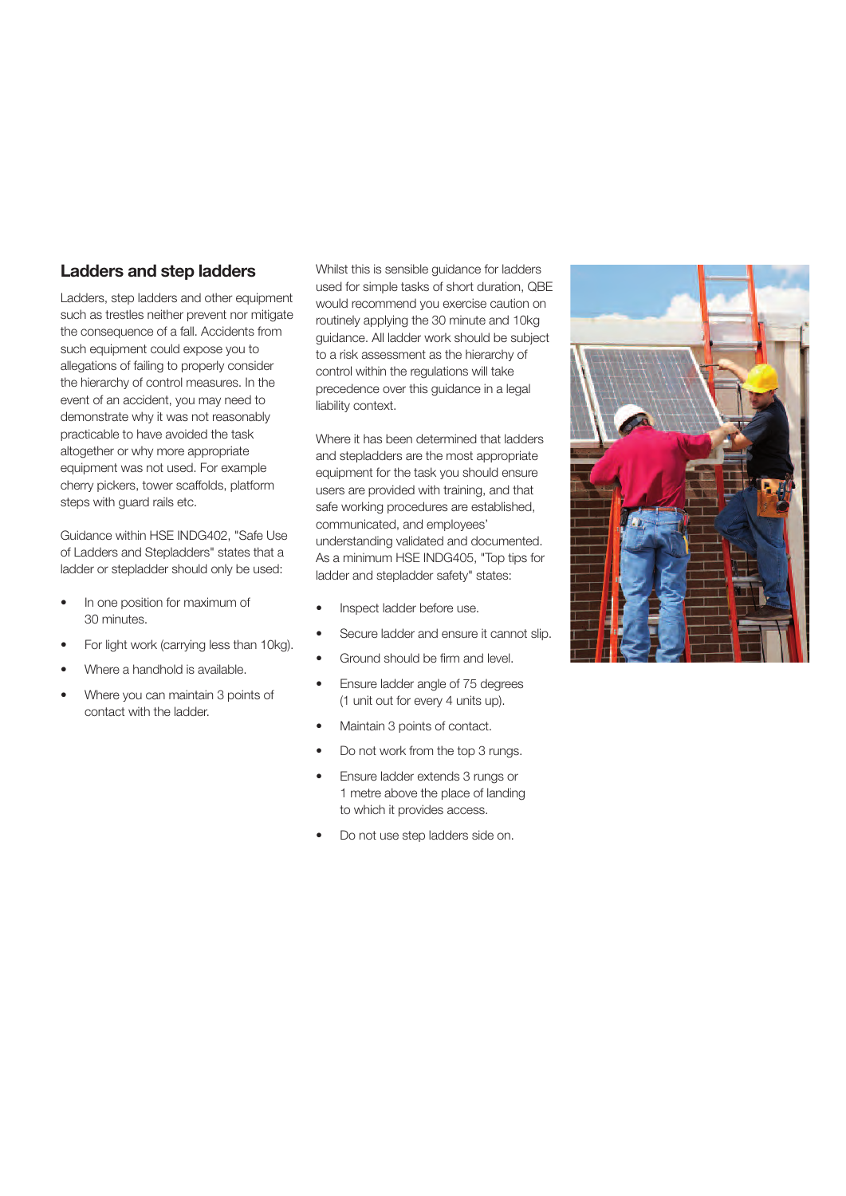## Ladders and step ladders

Ladders, step ladders and other equipment such as trestles neither prevent nor mitigate the consequence of a fall. Accidents from such equipment could expose you to allegations of failing to properly consider the hierarchy of control measures. In the event of an accident, you may need to demonstrate why it was not reasonably practicable to have avoided the task altogether or why more appropriate equipment was not used. For example cherry pickers, tower scaffolds, platform steps with guard rails etc.

Guidance within HSE INDG402, "Safe Use of Ladders and Stepladders" states that a ladder or stepladder should only be used:

- In one position for maximum of 30 minutes.
- For light work (carrying less than 10kg).
- Where a handhold is available.
- Where you can maintain 3 points of contact with the ladder.

Whilst this is sensible guidance for ladders used for simple tasks of short duration, QBE would recommend you exercise caution on routinely applying the 30 minute and 10kg guidance. All ladder work should be subject to a risk assessment as the hierarchy of control within the regulations will take precedence over this guidance in a legal liability context.

Where it has been determined that ladders and stepladders are the most appropriate equipment for the task you should ensure users are provided with training, and that safe working procedures are established, communicated, and employees' understanding validated and documented. As a minimum HSE INDG405, "Top tips for ladder and stepladder safety" states:

- Inspect ladder before use.
- Secure ladder and ensure it cannot slip.
- Ground should be firm and level.
- Ensure ladder angle of 75 degrees (1 unit out for every 4 units up).
- Maintain 3 points of contact.
- Do not work from the top 3 rungs.
- Ensure ladder extends 3 rungs or 1 metre above the place of landing to which it provides access.
- Do not use step ladders side on.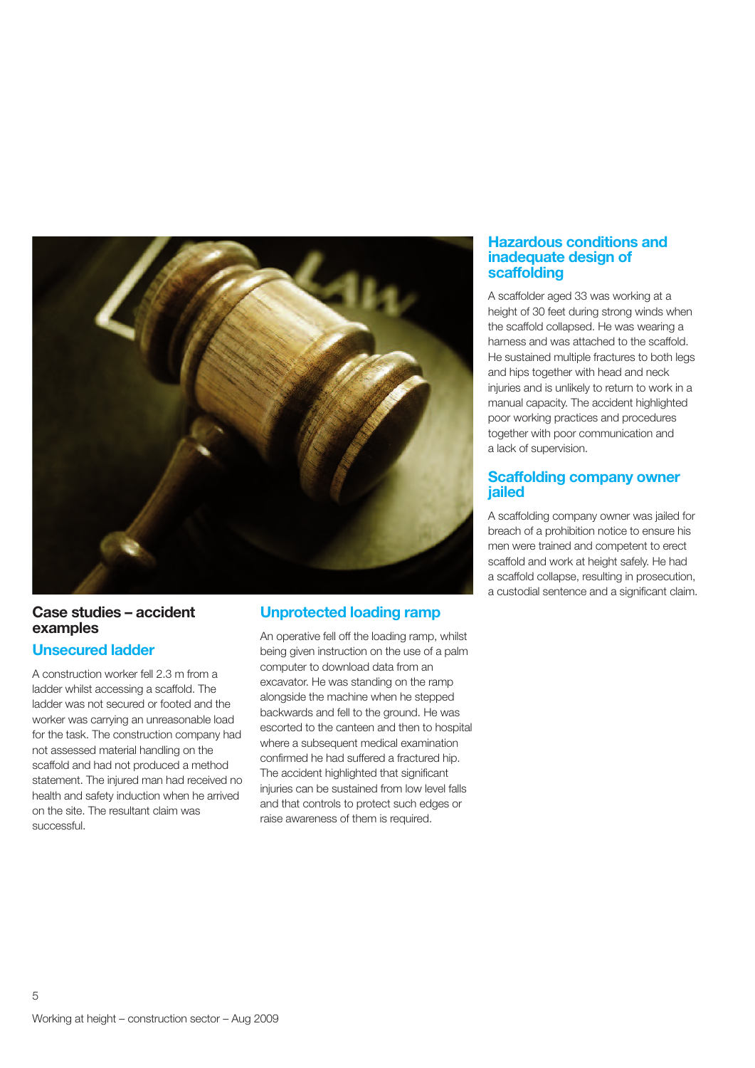## Case studies – accident examples

### Unsecured ladder

A construction worker fell 2.3 m from a ladder whilst accessing a scaffold. The ladder was not secured or footed and the worker was carrying an unreasonable load for the task. The construction company had not assessed material handling on the scaffold and had not produced a method statement. The injured man had received no health and safety induction when he arrived on the site. The resultant claim was successful.

### Unprotected loading ramp

An operative fell off the loading ramp, whilst being given instruction on the use of a palm computer to download data from an excavator. He was standing on the ramp alongside the machine when he stepped backwards and fell to the ground. He was escorted to the canteen and then to hospital where a subsequent medical examination confirmed he had suffered a fractured hip. The accident highlighted that significant injuries can be sustained from low level falls and that controls to protect such edges or raise awareness of them is required.

### Hazardous conditions and inadequate design of scaffolding

A scaffolder aged 33 was working at a height of 30 feet during strong winds when the scaffold collapsed. He was wearing a harness and was attached to the scaffold. He sustained multiple fractures to both legs and hips together with head and neck injuries and is unlikely to return to work in a manual capacity. The accident highlighted poor working practices and procedures together with poor communication and a lack of supervision.

### Scaffolding company owner jailed

A scaffolding company owner was jailed for breach of a prohibition notice to ensure his men were trained and competent to erect scaffold and work at height safely. He had a scaffold collapse, resulting in prosecution, a custodial sentence and a significant claim.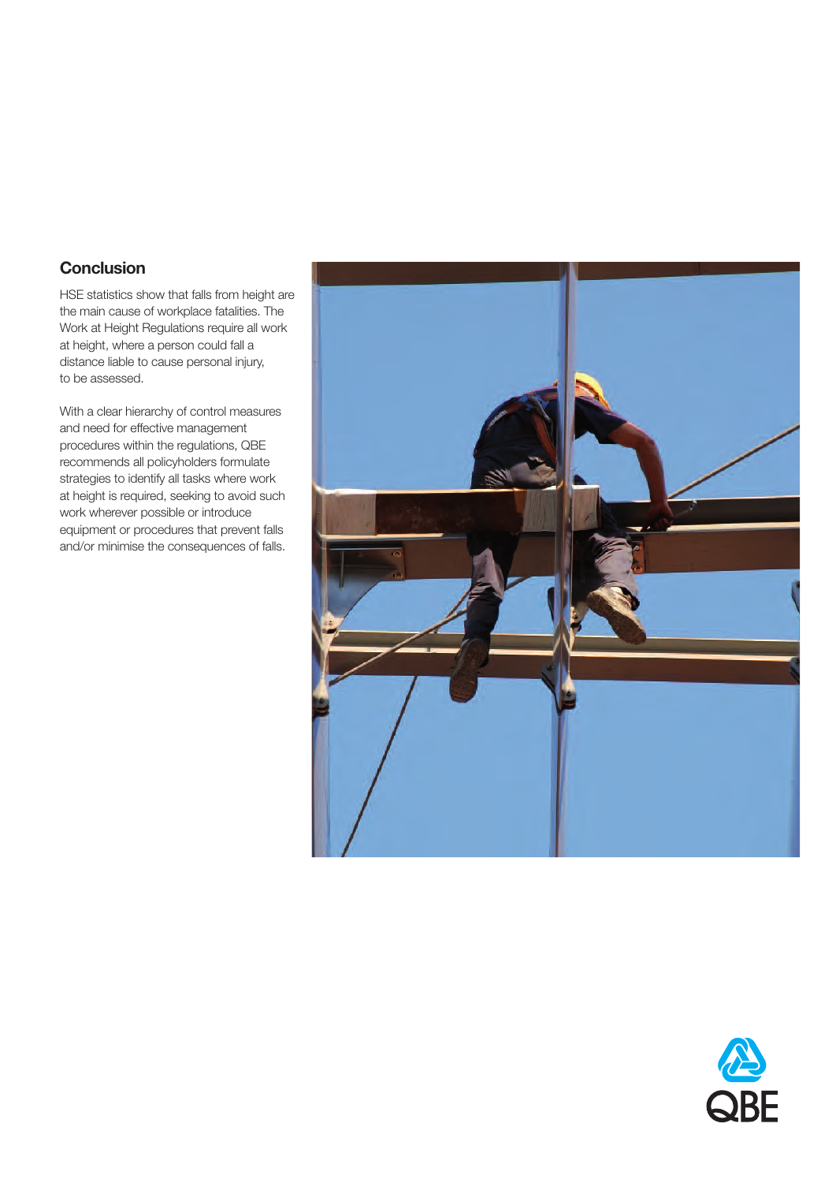## Conclusion

HSE statistics show that falls from height are the main cause of workplace fatalities. The Work at Height Regulations require all work at height, where a person could fall a distance liable to cause personal injury, to be assessed.

With a clear hierarchy of control measures and need for effective management procedures within the regulations, QBE recommends all policyholders formulate strategies to identify all tasks where work at height is required, seeking to avoid such work wherever possible or introduce equipment or procedures that prevent falls and/or minimise the consequences of falls.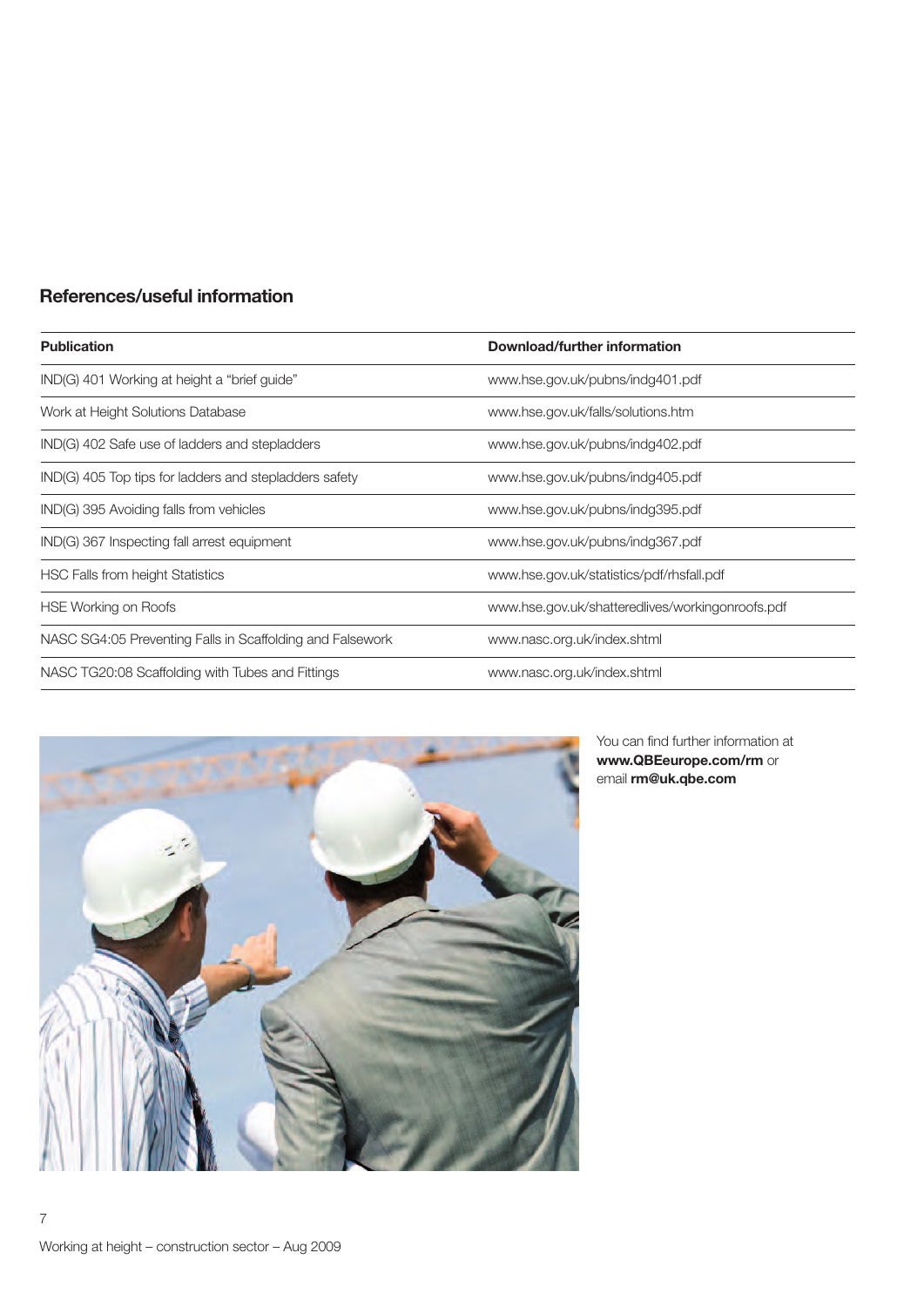## References/useful information

| Publication | Download/further information |
|---|---|
| IND(G) 401 Working at height a "brief guide" | www.hse.gov.uk/pubns/indg401.pdf |
| Work at Height Solutions Database | www.hse.gov.uk/falls/solutions.htm |
| IND(G) 402 Safe use of ladders and stepladders | www.hse.gov.uk/pubns/indg402.pdf |
| IND(G) 405 Top tips for ladders and stepladders safety | www.hse.gov.uk/pubns/indg405.pdf |
| IND(G) 395 Avoiding falls from vehicles | www.hse.gov.uk/pubns/indg395.pdf |
| IND(G) 367 Inspecting fall arrest equipment | www.hse.gov.uk/pubns/indg367.pdf |
| HSC Falls from height Statistics | www.hse.gov.uk/statistics/pdf/rhsfall.pdf |
| HSE Working on Roofs | www.hse.gov.uk/shatteredlives/workingonroofs.pdf |
| NASC SG4:05 Preventing Falls in Scaffolding and Falsework | www.nasc.org.uk/index.shtml |
| NASC TG20:08 Scaffolding with Tubes and Fittings | www.nasc.org.uk/index.shtml |

You can find further information at **www.QBEeurope.com/rm** or email **rm@uk.qbe.com**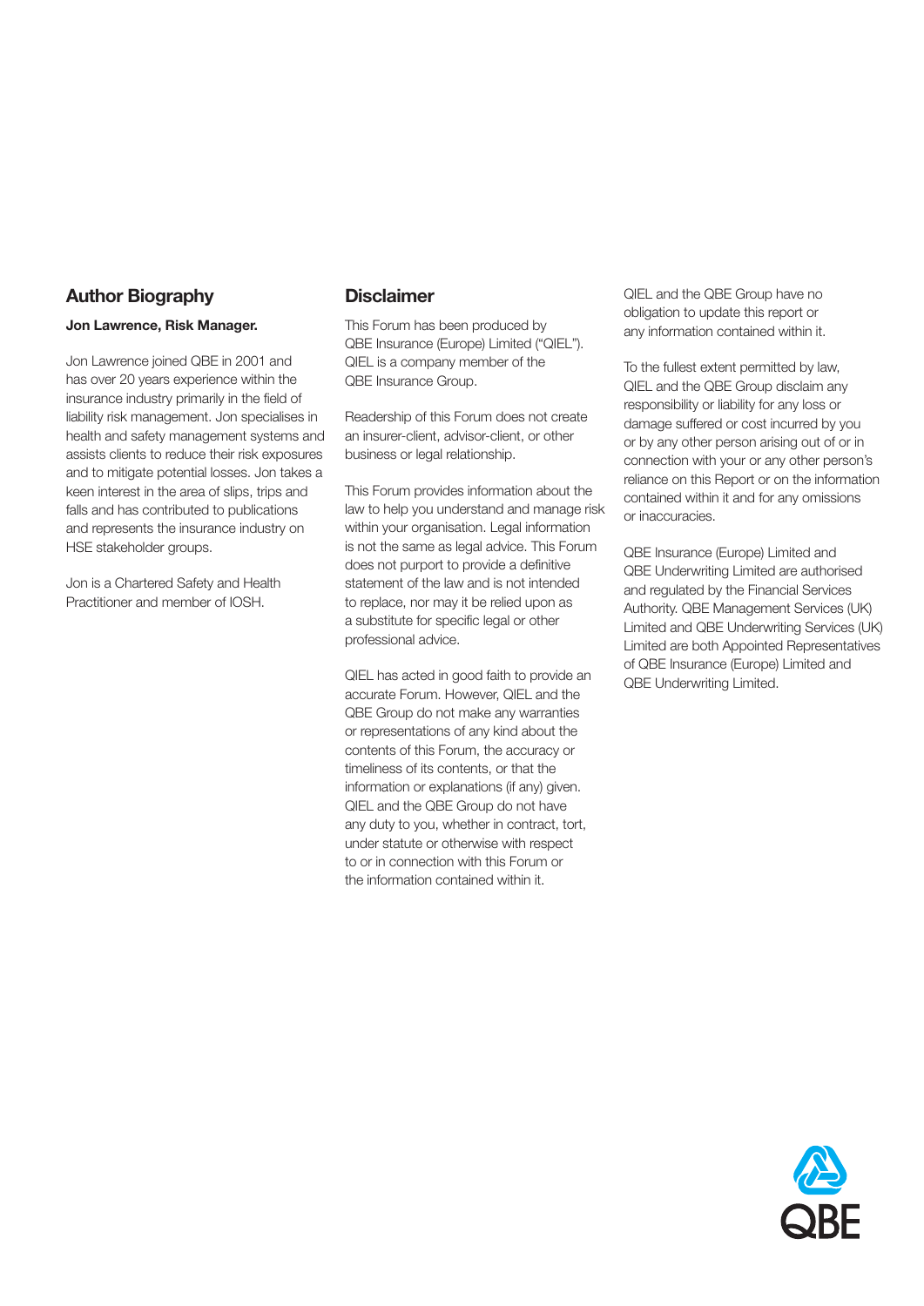## Author Biography

**Jon Lawrence, Risk Manager.**

Jon Lawrence joined QBE in 2001 and has over 20 years experience within the insurance industry primarily in the field of liability risk management. Jon specialises in health and safety management systems and assists clients to reduce their risk exposures and to mitigate potential losses. Jon takes a keen interest in the area of slips, trips and falls and has contributed to publications and represents the insurance industry on HSE stakeholder groups.

Jon is a Chartered Safety and Health Practitioner and member of IOSH.

## Disclaimer

This Forum has been produced by QBE Insurance (Europe) Limited ("QIEL"). QIEL is a company member of the QBE Insurance Group.

Readership of this Forum does not create an insurer-client, advisor-client, or other business or legal relationship.

This Forum provides information about the law to help you understand and manage risk within your organisation. Legal information is not the same as legal advice. This Forum does not purport to provide a definitive statement of the law and is not intended to replace, nor may it be relied upon as a substitute for specific legal or other professional advice.

QIEL has acted in good faith to provide an accurate Forum. However, QIEL and the QBE Group do not make any warranties or representations of any kind about the contents of this Forum, the accuracy or timeliness of its contents, or that the information or explanations (if any) given. QIEL and the QBE Group do not have any duty to you, whether in contract, tort, under statute or otherwise with respect to or in connection with this Forum or the information contained within it.

QIEL and the QBE Group have no obligation to update this report or any information contained within it.

To the fullest extent permitted by law, QIEL and the QBE Group disclaim any responsibility or liability for any loss or damage suffered or cost incurred by you or by any other person arising out of or in connection with your or any other person's reliance on this Report or on the information contained within it and for any omissions or inaccuracies.

QBE Insurance (Europe) Limited and QBE Underwriting Limited are authorised and regulated by the Financial Services Authority. QBE Management Services (UK) Limited and QBE Underwriting Services (UK) Limited are both Appointed Representatives of QBE Insurance (Europe) Limited and QBE Underwriting Limited.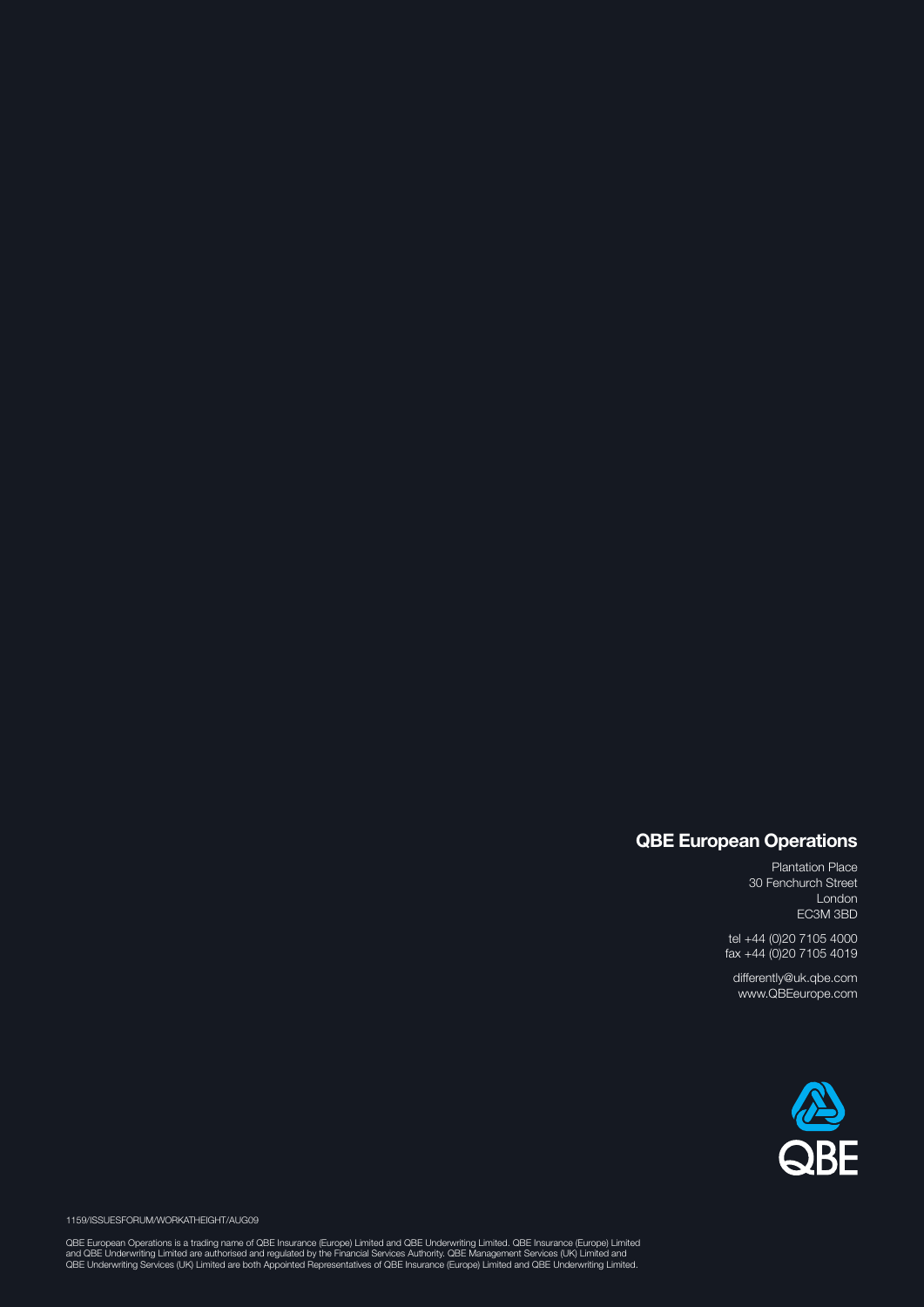## QBE European Operations

Plantation Place
30 Fenchurch Street
London
EC3M 3BD

tel +44 (0)20 7105 4000
fax +44 (0)20 7105 4019

differently@uk.qbe.com
www.QBEeurope.com

QBE

1159/ISSUESFORUM/WORKATHEIGHT/AUG09

QBE European Operations is a trading name of QBE Insurance (Europe) Limited and QBE Underwriting Limited. QBE Insurance (Europe) Limited and QBE Underwriting Limited are authorised and regulated by the Financial Services Authority. QBE Management Services (UK) Limited and QBE Underwriting Services (UK) Limited are both Appointed Representatives of QBE Insurance (Europe) Limited and QBE Underwriting Limited.